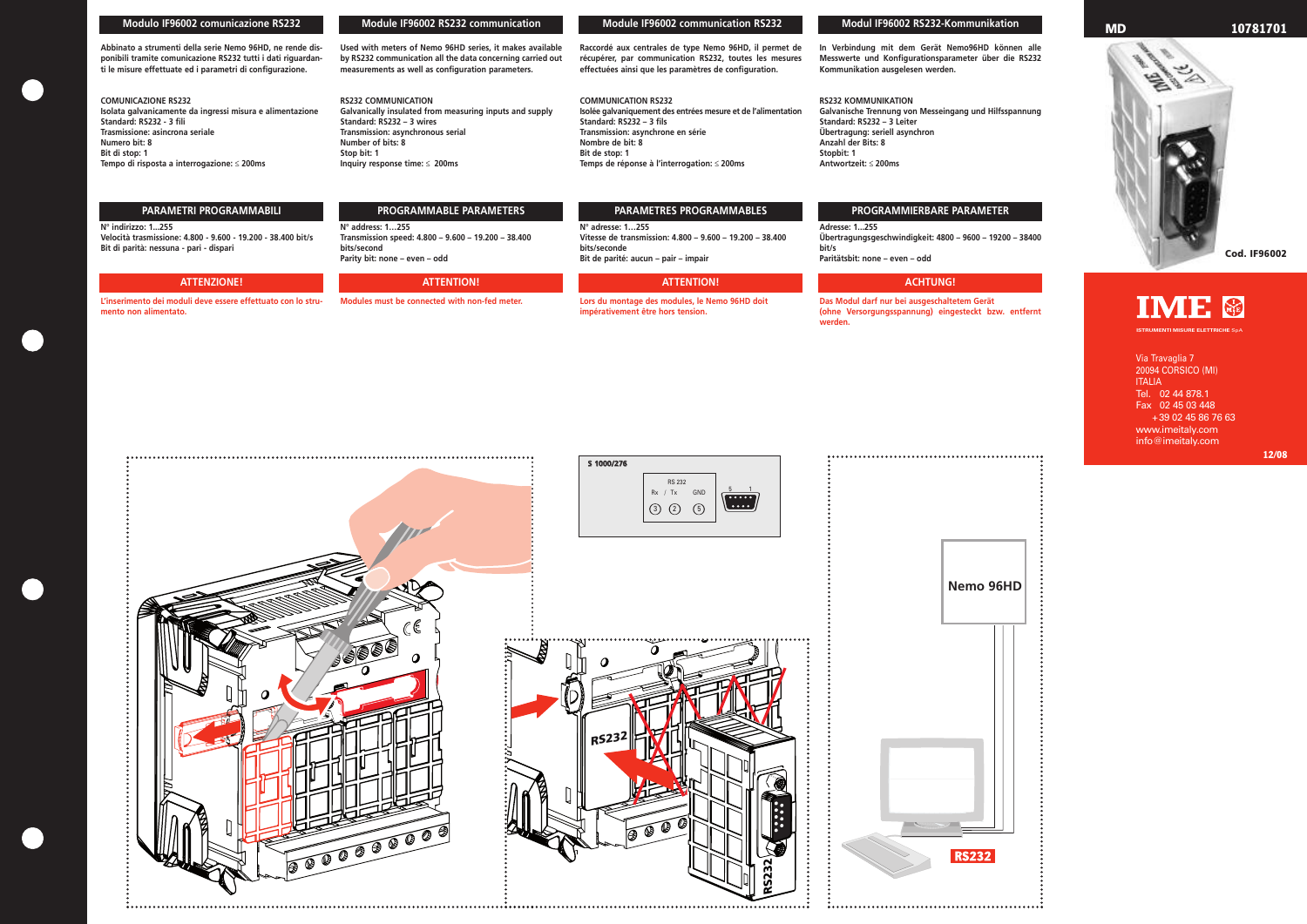MD 10781701

Cod. IF96002

# Modulo IF96002 comunicazione RS232

Abbinato a strumenti della serie Nemo 96HD, ne rende disponibili tramite comunicazione RS232 tutti i dati riguardanti le misure effettuate ed i parametri di configurazione.

COMUNICAZIONE RS232
Isolata galvanicamente da ingressi misura e alimentazione
Standard: RS232 - 3 fili
Trasmissione: asincrona seriale
Numero bit: 8
Bit di stop: 1
Tempo di risposta a interrogazione: ≤ 200ms

## PARAMETRI PROGRAMMABILI

N° indirizzo: 1...255
Velocità trasmissione: 4.800 - 9.600 - 19.200 - 38.400 bit/s
Bit di parità: nessuna - pari - dispari

## ATTENZIONE!

L'inserimento dei moduli deve essere effettuato con lo strumento non alimentato.

# Module IF96002 RS232 communication

Used with meters of Nemo 96HD series, it makes available by RS232 communication all the data concerning carried out measurements as well as configuration parameters.

RS232 COMMUNICATION
Galvanically insulated from measuring inputs and supply
Standard: RS232 – 3 wires
Transmission: asynchronous serial
Number of bits: 8
Stop bit: 1
Inquiry response time: ≤ 200ms

## PROGRAMMABLE PARAMETERS

N° address: 1...255
Transmission speed: 4.800 – 9.600 – 19.200 – 38.400 bits/second
Parity bit: none – even – odd

## ATTENTION!

Modules must be connected with non-fed meter.

# Module IF96002 communication RS232

Raccordé aux centrales de type Nemo 96HD, il permet de récupérer, par communication RS232, toutes les mesures effectuées ainsi que les paramètres de configuration.

COMMUNICATION RS232
Isolée galvaniquement des entrées mesure et de l'alimentation
Standard: RS232 – 3 fils
Transmission: asynchrone en série
Nombre de bit: 8
Bit de stop: 1
Temps de réponse à l'interrogation: ≤ 200ms

## PARAMETRES PROGRAMMABLES

N° adresse: 1...255
Vitesse de transmission: 4.800 – 9.600 – 19.200 – 38.400 bits/seconde
Bit de parité: aucun – pair – impair

## ATTENTION!

Lors du montage des modules, le Nemo 96HD doit impérativement être hors tension.

# Modul IF96002 RS232-Kommunikation

In Verbindung mit dem Gerät Nemo96HD können alle Messwerte und Konfigurationsparameter über die RS232 Kommunikation ausgelesen werden.

RS232 KOMMUNIKATION
Galvanische Trennung von Messeingang und Hilfsspannung
Standard: RS232 – 3 Leiter
Übertragung: seriell asynchron
Anzahl der Bits: 8
Stopbit: 1
Antwortzeit: ≤ 200ms

## PROGRAMMIERBARE PARAMETER

Adresse: 1...255
Übertragungsgeschwindigkeit: 4800 – 9600 – 19200 – 38400 bit/s
Paritätsbit: none – even – odd

## ACHTUNG!

Das Modul darf nur bei ausgeschaltetem Gerät (ohne Versorgungsspannung) eingesteckt bzw. entfernt werden.

IME
ISTRUMENTI MISURE ELETTRICHE SpA

Via Travaglia 7
20094 CORSICO (MI)
ITALIA
Tel. 02 44 878.1
Fax 02 45 03 448
+39 02 45 86 76 63
www.imeitaly.com
info@imeitaly.com

12/08

S 1000/276

RS 232
Rx / Tx GND
3 2 5

RS232

Nemo 96HD

RS232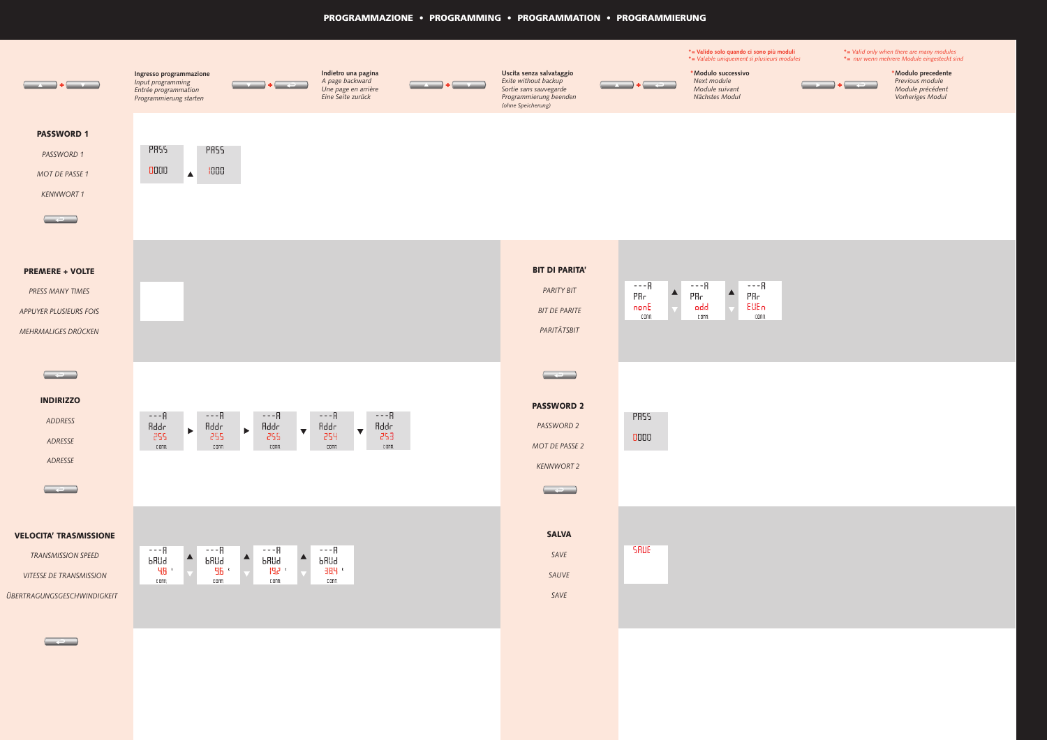## PROGRAMMAZIONE • PROGRAMMING • PROGRAMMATION • PROGRAMMIERUNG

**Ingresso programmazione**
*Input programming*
*Entrée programmation*
*Programmierung starten*

**Indietro una pagina**
*A page backward*
*Une page en arrière*
*Eine Seite zurück*

**Uscita senza salvataggio**
*Exite without backup*
*Sortie sans sauvegarde*
*Programmierung beenden (ohne Speicherung)*

*= Valido solo quando ci sono più moduli
*= Valable uniquement si plusieurs modules

**\*Modulo successivo**
*Next module*
*Module suivant*
*Nächstes Modul*

*= Valid only when there are many modules
*= nur wenn mehrere Module eingesteckt sind

**\*Modulo precedente**
*Previous module*
*Module précédent*
*Vorheriges Modul*

### PASSWORD 1

*PASSWORD 1*
*MOT DE PASSE 1*
*KENNWORT 1*

PASS 0000 ▲ PASS 1000

### PREMERE + VOLTE

*PRESS MANY TIMES*
*APPUYER PLUSIEURS FOIS*
*MEHRMALIGES DRÜCKEN*

### INDIRIZZO

*ADDRESS*
*ADRESSE*
*ADRESSE*

---A Addr 255 com ▶ ---A Addr 255 com ▶ ---A Addr 255 com ▼ ---A Addr 254 com ▼ ---A Addr 253 com

### VELOCITA' TRASMISSIONE

*TRANSMISSION SPEED*
*VITESSE DE TRANSMISSION*
*ÜBERTRAGUNGSGESCHWINDIGKEIT*

---A bAUd 48 com ▲▼ ---A bAUd 96 com ▲▼ ---A bAUd 192 com ▲▼ ---A bAUd 384 com

### BIT DI PARITA'

*PARITY BIT*
*BIT DE PARITE*
*PARITÄTSBIT*

---A PAr nonE com ▲▼ ---A PAr odd com ▲▼ ---A PAr EUEn com

### PASSWORD 2

*PASSWORD 2*
*MOT DE PASSE 2*
*KENNWORT 2*

PASS 0000

### SALVA

*SAVE*
*SAUVE*
*SAVE*

SAUE